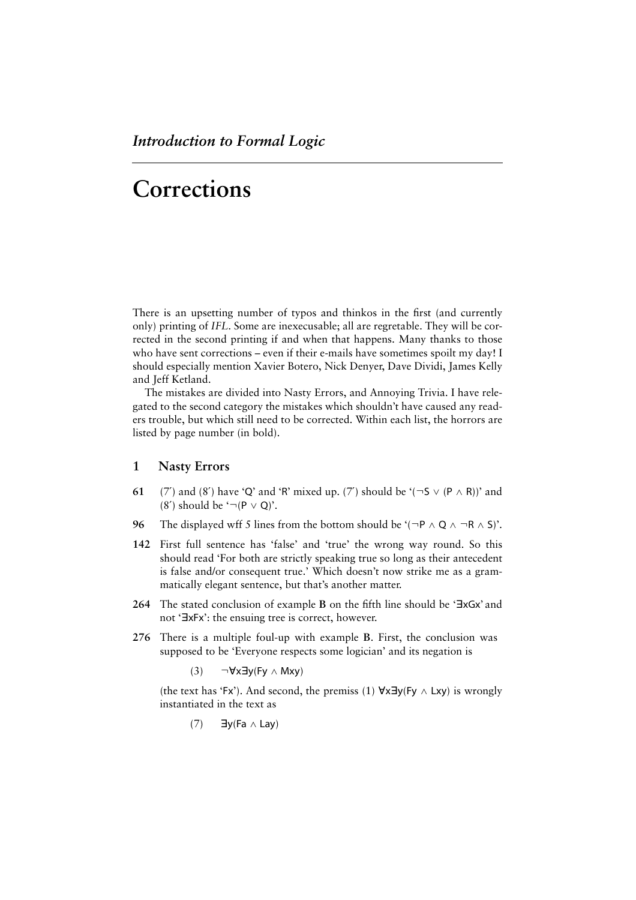*Introduction to Formal Logic*

# Corrections

There is an upsetting number of typos and thinkos in the first (and currently only) printing of *IFL*. Some are inexecusable; all are regretable. They will be corrected in the second printing if and when that happens. Many thanks to those who have sent corrections – even if their e-mails have sometimes spoilt my day! I should especially mention Xavier Botero, Nick Denyer, Dave Dividi, James Kelly and Jeff Ketland.

The mistakes are divided into Nasty Errors, and Annoying Trivia. I have relegated to the second category the mistakes which shouldn't have caused any readers trouble, but which still need to be corrected. Within each list, the horrors are listed by page number (in bold).

## 1 Nasty Errors

**61** (7′) and (8′) have 'Q' and 'R' mixed up. (7′) should be '$(\neg S \lor (P \land R))$' and (8′) should be '$\neg(P \lor Q)$'.

**96** The displayed wff 5 lines from the bottom should be '$(\neg P \land Q \land \neg R \land S)$'.

**142** First full sentence has 'false' and 'true' the wrong way round. So this should read 'For both are strictly speaking true so long as their antecedent is false and/or consequent true.' Which doesn't now strike me as a grammatically elegant sentence, but that's another matter.

**264** The stated conclusion of example **B** on the fifth line should be '$\exists xGx$' and not '$\exists xFx$': the ensuing tree is correct, however.

**276** There is a multiple foul-up with example **B**. First, the conclusion was supposed to be 'Everyone respects some logician' and its negation is

(3) $\neg\forall x\exists y(Fy \land Mxy)$

(the text has '$Fx$'). And second, the premiss (1) $\forall x\exists y(Fy \land Lxy)$ is wrongly instantiated in the text as

(7) $\exists y(Fa \land Lay)$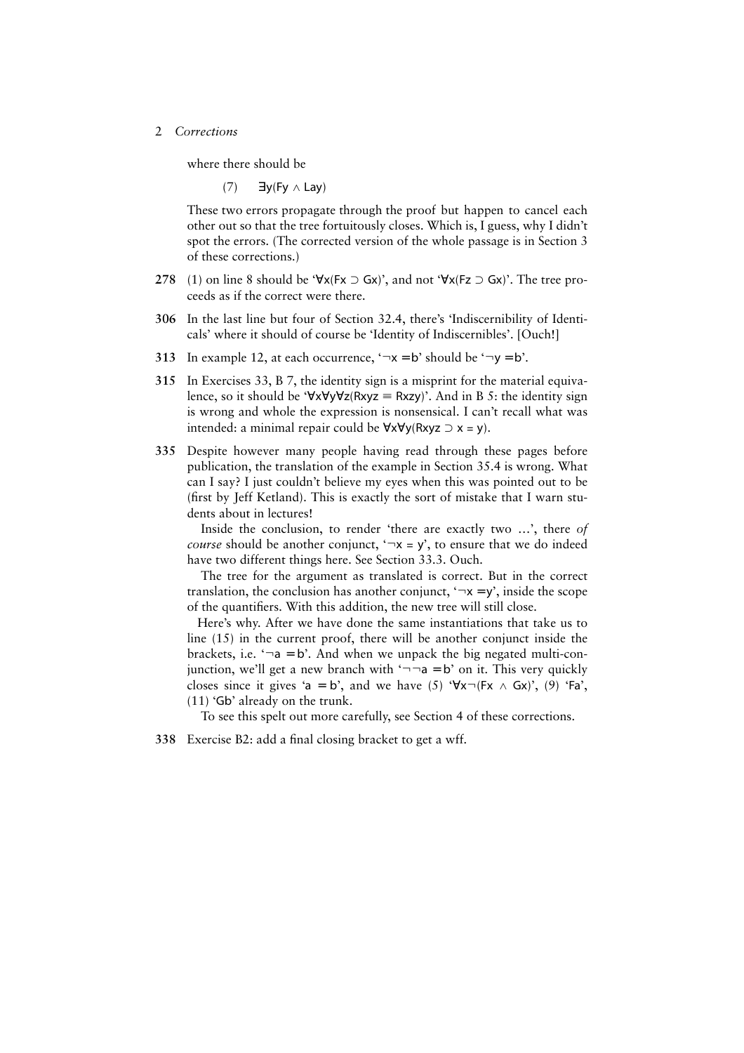where there should be

(7) $\exists y(Fy \wedge Lay)$

These two errors propagate through the proof but happen to cancel each other out so that the tree fortuitously closes. Which is, I guess, why I didn't spot the errors. (The corrected version of the whole passage is in Section 3 of these corrections.)

**278** (1) on line 8 should be '$\forall x(Fx \supset Gx)$', and not '$\forall x(Fz \supset Gx)$'. The tree proceeds as if the correct were there.

**306** In the last line but four of Section 32.4, there's 'Indiscernibility of Identicals' where it should of course be 'Identity of Indiscernibles'. [Ouch!]

**313** In example 12, at each occurrence, '$\neg x = b$' should be '$\neg y = b$'.

**315** In Exercises 33, B 7, the identity sign is a misprint for the material equivalence, so it should be '$\forall x \forall y \forall z(Rxyz \equiv Rxzy)$'. And in B 5: the identity sign is wrong and whole the expression is nonsensical. I can't recall what was intended: a minimal repair could be $\forall x \forall y(Rxyz \supset x = y)$.

**335** Despite however many people having read through these pages before publication, the translation of the example in Section 35.4 is wrong. What can I say? I just couldn't believe my eyes when this was pointed out to be (first by Jeff Ketland). This is exactly the sort of mistake that I warn students about in lectures!

Inside the conclusion, to render 'there are exactly two …', there *of course* should be another conjunct, '$\neg x = y$', to ensure that we do indeed have two different things here. See Section 33.3. Ouch.

The tree for the argument as translated is correct. But in the correct translation, the conclusion has another conjunct, '$\neg x = y$', inside the scope of the quantifiers. With this addition, the new tree will still close.

Here's why. After we have done the same instantiations that take us to line (15) in the current proof, there will be another conjunct inside the brackets, i.e. '$\neg a = b$'. And when we unpack the big negated multi-conjunction, we'll get a new branch with '$\neg\neg a = b$' on it. This very quickly closes since it gives '$a = b$', and we have (5) '$\forall x \neg(Fx \wedge Gx)$', (9) '$Fa$', (11) '$Gb$' already on the trunk.

To see this spelt out more carefully, see Section 4 of these corrections.

**338** Exercise B2: add a final closing bracket to get a wff.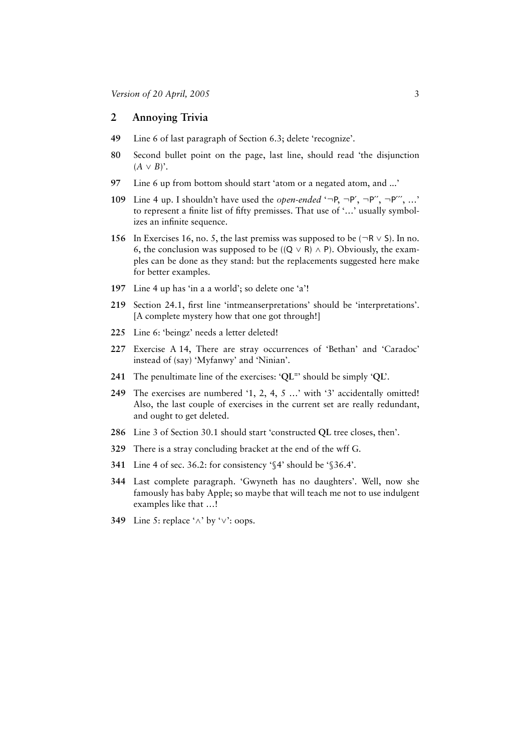## 2 Annoying Trivia

**49** Line 6 of last paragraph of Section 6.3; delete 'recognize'.

**80** Second bullet point on the page, last line, should read 'the disjunction $(A \vee B)$'.

**97** Line 6 up from bottom should start 'atom or a negated atom, and ...'

**109** Line 4 up. I shouldn't have used the *open-ended* '$\neg P$, $\neg P'$, $\neg P''$, $\neg P'''$, …' to represent a finite list of fifty premisses. That use of '…' usually symbolizes an infinite sequence.

**156** In Exercises 16, no. 5, the last premiss was supposed to be $(\neg R \vee S)$. In no. 6, the conclusion was supposed to be $((Q \vee R) \wedge P)$. Obviously, the examples can be done as they stand: but the replacements suggested here make for better examples.

**197** Line 4 up has 'in a a world'; so delete one 'a'!

**219** Section 24.1, first line 'intmeanserpretations' should be 'interpretations'. [A complete mystery how that one got through!]

**225** Line 6: 'beingz' needs a letter deleted!

**227** Exercise A 14, There are stray occurrences of 'Bethan' and 'Caradoc' instead of (say) 'Myfanwy' and 'Ninian'.

**241** The penultimate line of the exercises: '**QL**$^=$' should be simply '**QL**'.

**249** The exercises are numbered '1, 2, 4, 5 …' with '3' accidentally omitted! Also, the last couple of exercises in the current set are really redundant, and ought to get deleted.

**286** Line 3 of Section 30.1 should start 'constructed **QL** tree closes, then'.

**329** There is a stray concluding bracket at the end of the wff G.

**341** Line 4 of sec. 36.2: for consistency '§4' should be '§36.4'.

**344** Last complete paragraph. 'Gwyneth has no daughters'. Well, now she famously has baby Apple; so maybe that will teach me not to use indulgent examples like that …!

**349** Line 5: replace '$\wedge$' by '$\vee$': oops.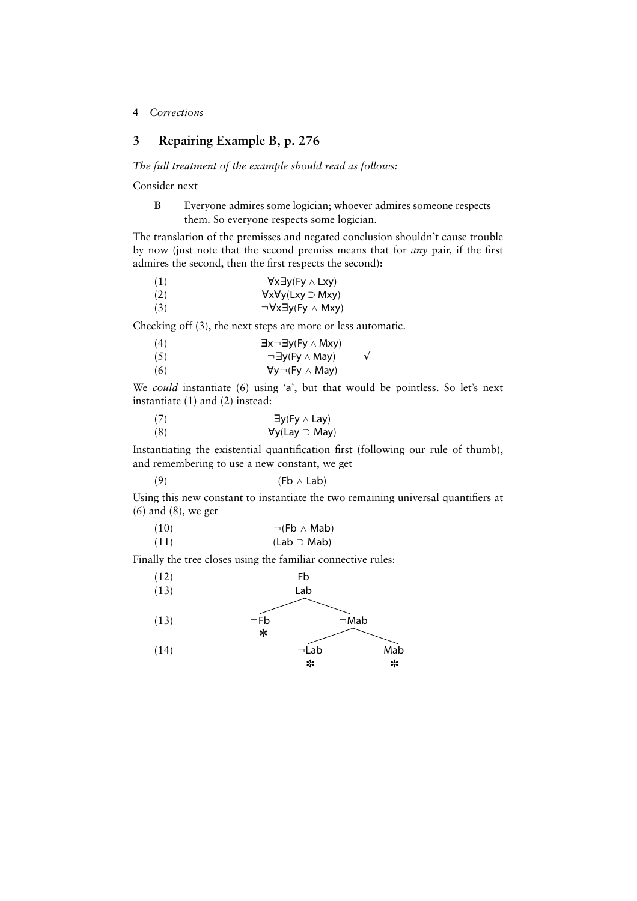## 3 Repairing Example B, p. 276

*The full treatment of the example should read as follows:*

Consider next

**B** Everyone admires some logician; whoever admires someone respects them. So everyone respects some logician.

The translation of the premisses and negated conclusion shouldn't cause trouble by now (just note that the second premiss means that for *any* pair, if the first admires the second, then the first respects the second):

| | |
|---|---|
| (1) | $\forall x \exists y(Fy \wedge Lxy)$ |
| (2) | $\forall x \forall y(Lxy \supset Mxy)$ |
| (3) | $\neg \forall x \exists y(Fy \wedge Mxy)$ |

Checking off (3), the next steps are more or less automatic.

| | | |
|---|---|---|
| (4) | $\exists x \neg \exists y(Fy \wedge Mxy)$ | |
| (5) | $\neg \exists y(Fy \wedge May)$ | √ |
| (6) | $\forall y \neg(Fy \wedge May)$ | |

We *could* instantiate (6) using 'a', but that would be pointless. So let's next instantiate (1) and (2) instead:

| | |
|---|---|
| (7) | $\exists y(Fy \wedge Lay)$ |
| (8) | $\forall y(Lay \supset May)$ |

Instantiating the existential quantification first (following our rule of thumb), and remembering to use a new constant, we get

| | |
|---|---|
| (9) | $(Fb \wedge Lab)$ |

Using this new constant to instantiate the two remaining universal quantifiers at (6) and (8), we get

| | |
|---|---|
| (10) | $\neg(Fb \wedge Mab)$ |
| (11) | $(Lab \supset Mab)$ |

Finally the tree closes using the familiar connective rules:

```
(12)                 Fb
(13)                 Lab
                   /     \
(13)            ¬Fb       ¬Mab
                 *       /     \
(14)                  ¬Lab     Mab
                        *       *
```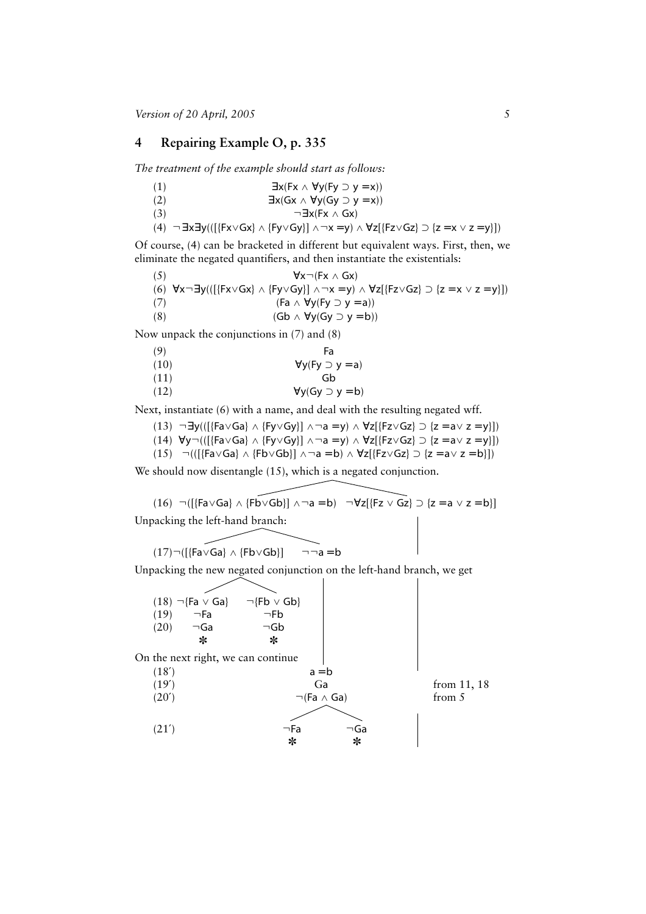## 4 Repairing Example O, p. 335

*The treatment of the example should start as follows:*

(1) $\exists x(Fx \wedge \forall y(Fy \supset y = x))$

(2) $\exists x(Gx \wedge \forall y(Gy \supset y = x))$

(3) $\neg\exists x(Fx \wedge Gx)$

(4) $\neg\exists x\exists y(([\{Fx \vee Gx\} \wedge \{Fy \vee Gy\}] \wedge \neg x = y) \wedge \forall z[\{Fz \vee Gz\} \supset \{z = x \vee z = y\}])$

Of course, (4) can be bracketed in different but equivalent ways. First, then, we eliminate the negated quantifiers, and then instantiate the existentials:

(5) $\forall x\neg(Fx \wedge Gx)$

(6) $\forall x\neg\exists y(([\{Fx \vee Gx\} \wedge \{Fy \vee Gy\}] \wedge \neg x = y) \wedge \forall z[\{Fz \vee Gz\} \supset \{z = x \vee z = y\}])$

(7) $(Fa \wedge \forall y(Fy \supset y = a))$

(8) $(Gb \wedge \forall y(Gy \supset y = b))$

Now unpack the conjunctions in (7) and (8)

(9) $Fa$

(10) $\forall y(Fy \supset y = a)$

(11) $Gb$

(12) $\forall y(Gy \supset y = b)$

Next, instantiate (6) with a name, and deal with the resulting negated wff.

(13) $\neg\exists y(([\{Fa \vee Ga\} \wedge \{Fy \vee Gy\}] \wedge \neg a = y) \wedge \forall z[\{Fz \vee Gz\} \supset \{z = a \vee z = y\}])$

(14) $\forall y\neg(([\{Fa \vee Ga\} \wedge \{Fy \vee Gy\}] \wedge \neg a = y) \wedge \forall z[\{Fz \vee Gz\} \supset \{z = a \vee z = y\}])$

(15) $\neg(([\{Fa \vee Ga\} \wedge \{Fb \vee Gb\}] \wedge \neg a = b) \wedge \forall z[\{Fz \vee Gz\} \supset \{z = a \vee z = b\}])$

We should now disentangle (15), which is a negated conjunction.

(16) $\neg([\{Fa \vee Ga\} \wedge \{Fb \vee Gb\}] \wedge \neg a = b)$ | $\neg\forall z[\{Fz \vee Gz\} \supset \{z = a \vee z = b\}]$

Unpacking the left-hand branch:

(17) $\neg([\{Fa \vee Ga\} \wedge \{Fb \vee Gb\}]$ | $\neg\neg a = b$

Unpacking the new negated conjunction on the left-hand branch, we get

(18) $\neg\{Fa \vee Ga\}$ | $\neg\{Fb \vee Gb\}$

(19) $\neg Fa$ | $\neg Fb$

(20) $\neg Ga$ | $\neg Gb$

* *

On the next right, we can continue

(18′) $a = b$

(19′) $Ga$ from 11, 18

(20′) $\neg(Fa \wedge Ga)$ from 5

(21′) $\neg Fa$ | $\neg Ga$

* *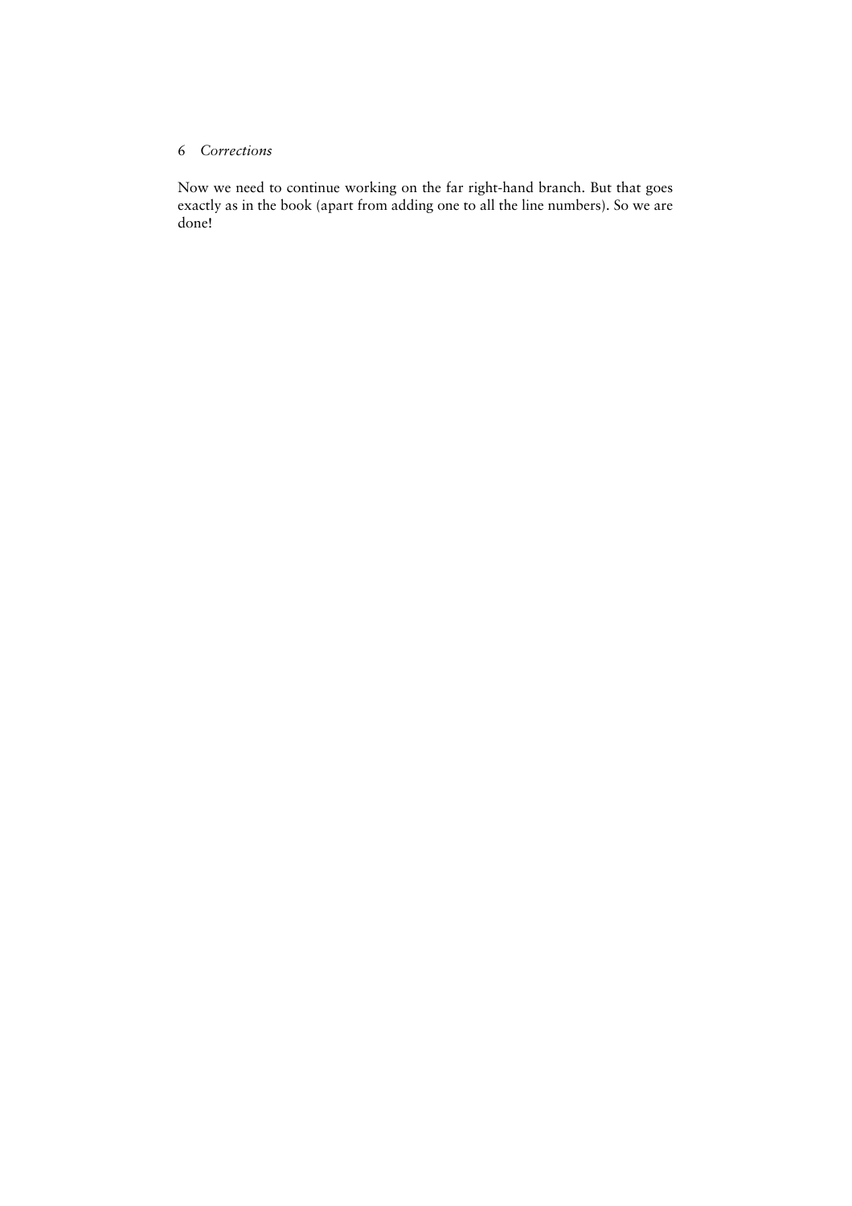Now we need to continue working on the far right-hand branch. But that goes exactly as in the book (apart from adding one to all the line numbers). So we are done!